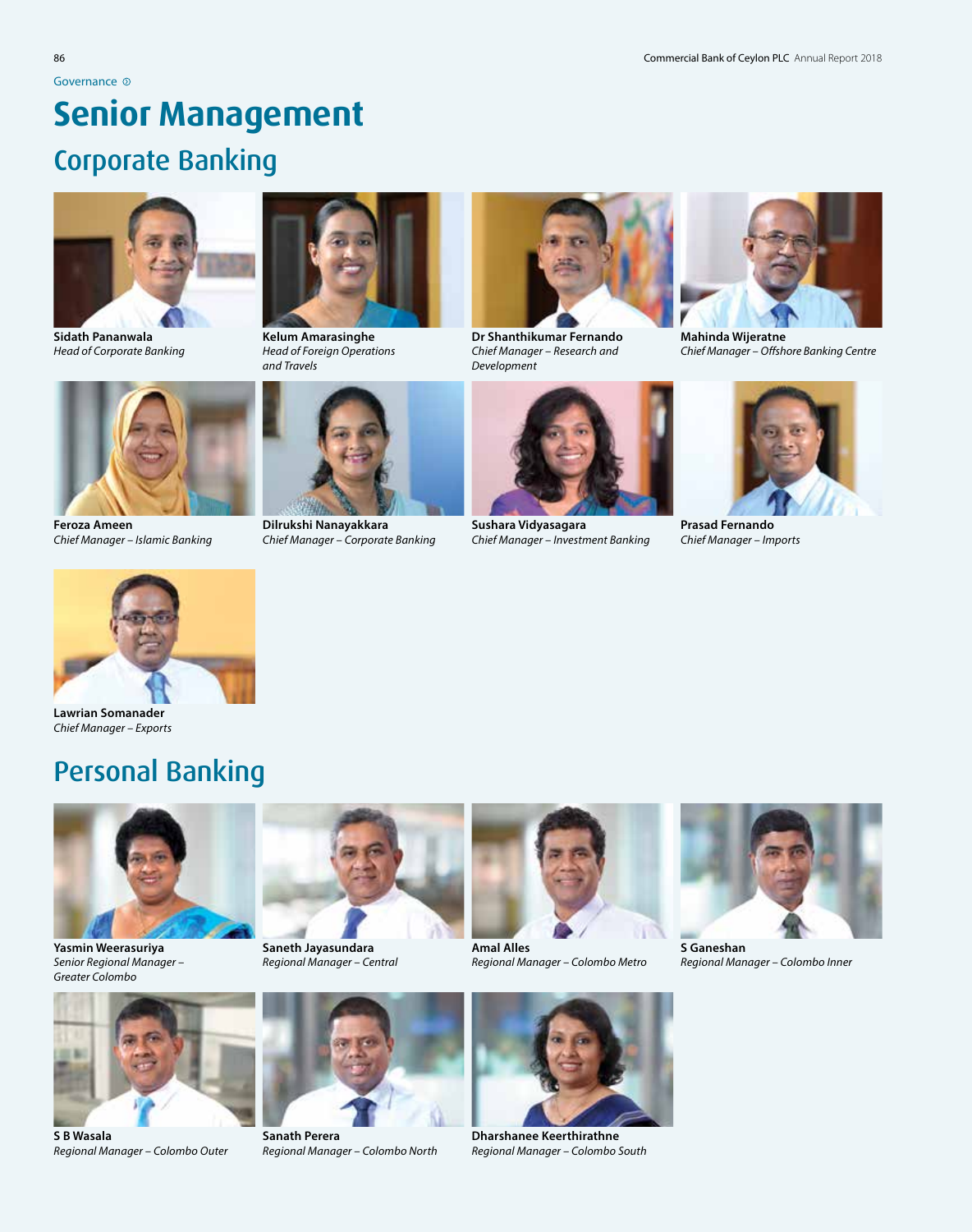Governance

# Senior Management

## Corporate Banking

**Sidath Pananwala**
*Head of Corporate Banking*

**Kelum Amarasinghe**
*Head of Foreign Operations and Travels*

**Dr Shanthikumar Fernando**
*Chief Manager – Research and Development*

**Mahinda Wijeratne**
*Chief Manager – Offshore Banking Centre*

**Feroza Ameen**
*Chief Manager – Islamic Banking*

**Dilrukshi Nanayakkara**
*Chief Manager – Corporate Banking*

**Sushara Vidyasagara**
*Chief Manager – Investment Banking*

**Prasad Fernando**
*Chief Manager – Imports*

**Lawrian Somanader**
*Chief Manager – Exports*

## Personal Banking

**Yasmin Weerasuriya**
*Senior Regional Manager – Greater Colombo*

**Saneth Jayasundara**
*Regional Manager – Central*

**Amal Alles**
*Regional Manager – Colombo Metro*

**S Ganeshan**
*Regional Manager – Colombo Inner*

**S B Wasala**
*Regional Manager – Colombo Outer*

**Sanath Perera**
*Regional Manager – Colombo North*

**Dharshanee Keerthirathne**
*Regional Manager – Colombo South*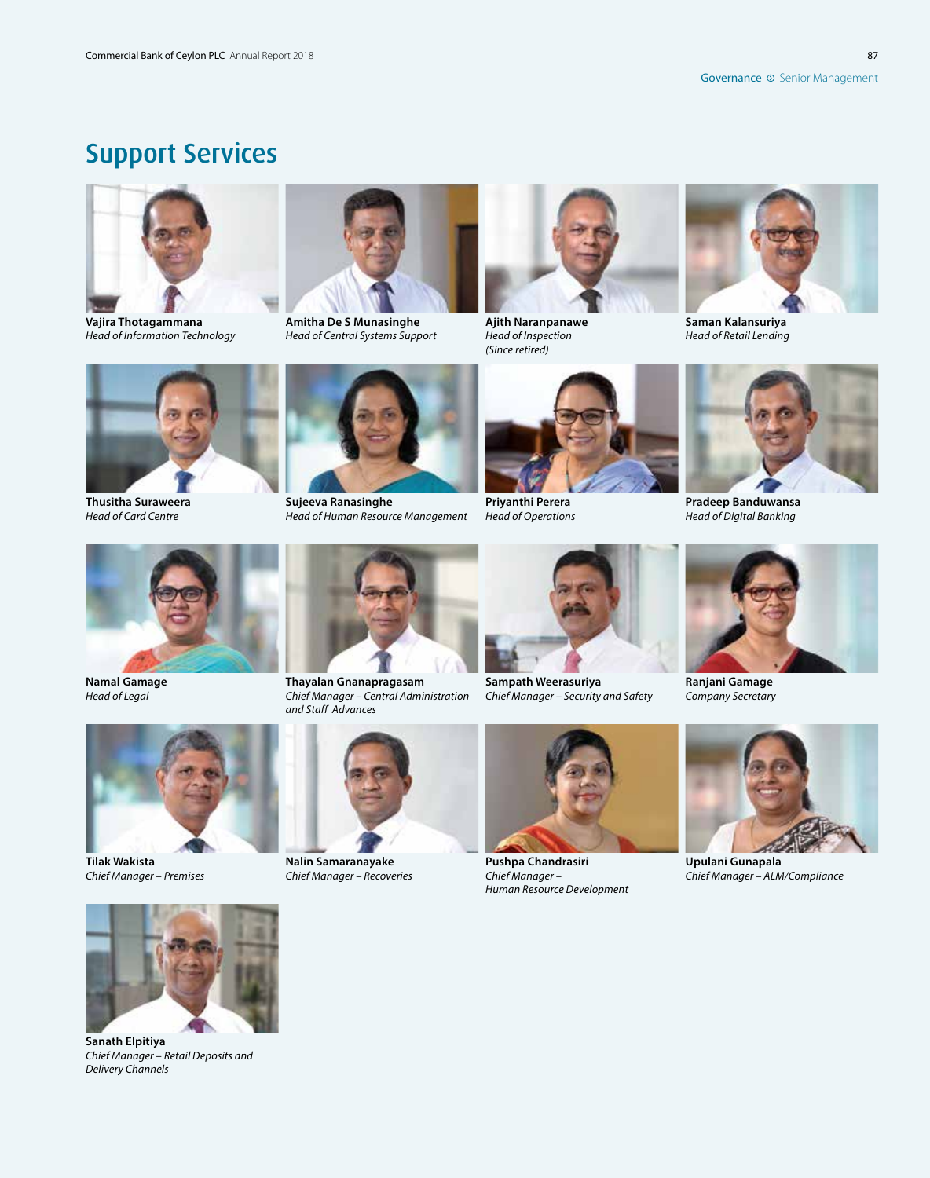# Support Services

**Vajira Thotagammana**
*Head of Information Technology*

**Amitha De S Munasinghe**
*Head of Central Systems Support*

**Ajith Naranpanawe**
*Head of Inspection*
*(Since retired)*

**Saman Kalansuriya**
*Head of Retail Lending*

**Thusitha Suraweera**
*Head of Card Centre*

**Sujeeva Ranasinghe**
*Head of Human Resource Management*

**Priyanthi Perera**
*Head of Operations*

**Pradeep Banduwansa**
*Head of Digital Banking*

**Namal Gamage**
*Head of Legal*

**Thayalan Gnanapragasam**
*Chief Manager – Central Administration and Staff Advances*

**Sampath Weerasuriya**
*Chief Manager – Security and Safety*

**Ranjani Gamage**
*Company Secretary*

**Tilak Wakista**
*Chief Manager – Premises*

**Nalin Samaranayake**
*Chief Manager – Recoveries*

**Pushpa Chandrasiri**
*Chief Manager – Human Resource Development*

**Upulani Gunapala**
*Chief Manager – ALM/Compliance*

**Sanath Elpitiya**
*Chief Manager – Retail Deposits and Delivery Channels*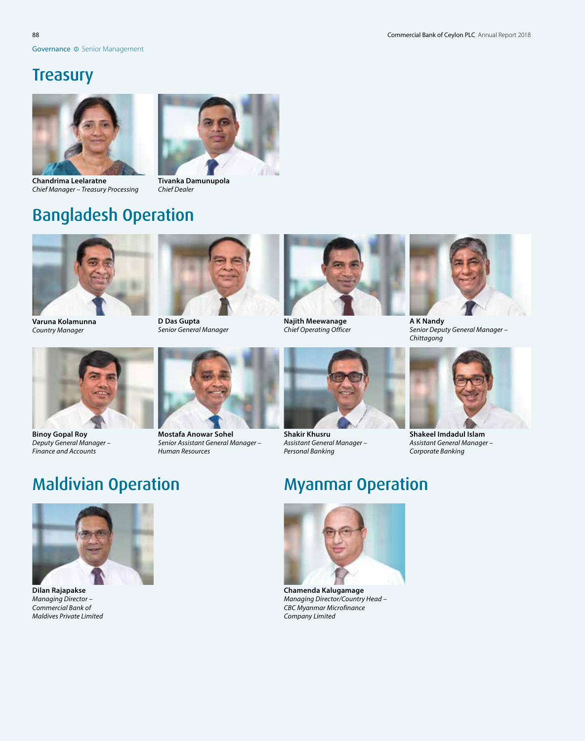## Treasury

**Chandrima Leelaratne**
*Chief Manager – Treasury Processing*

**Tivanka Damunupola**
*Chief Dealer*

## Bangladesh Operation

**Varuna Kolamunna**
*Country Manager*

**D Das Gupta**
*Senior General Manager*

**Najith Meewanage**
*Chief Operating Officer*

**A K Nandy**
*Senior Deputy General Manager – Chittagong*

**Binoy Gopal Roy**
*Deputy General Manager – Finance and Accounts*

**Mostafa Anowar Sohel**
*Senior Assistant General Manager – Human Resources*

**Shakir Khusru**
*Assistant General Manager – Personal Banking*

**Shakeel Imdadul Islam**
*Assistant General Manager – Corporate Banking*

## Maldivian Operation

**Dilan Rajapakse**
*Managing Director – Commercial Bank of Maldives Private Limited*

## Myanmar Operation

**Chamenda Kalugamage**
*Managing Director/Country Head – CBC Myanmar Microfinance Company Limited*